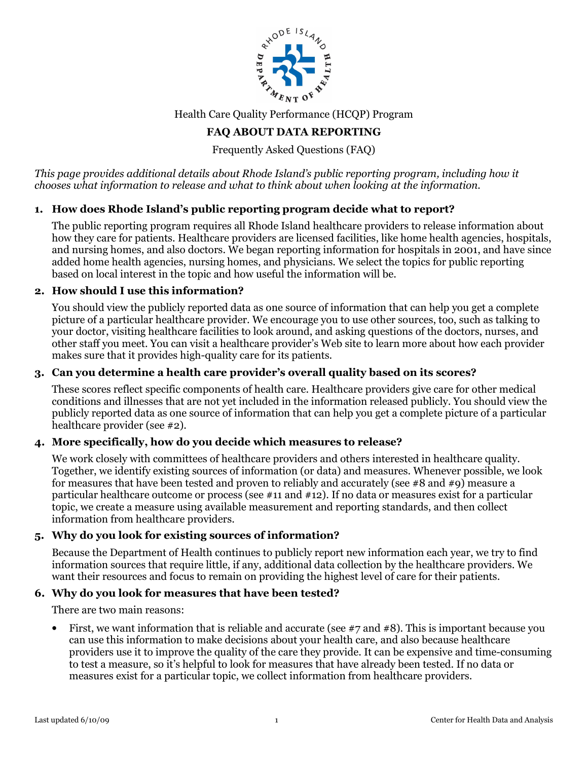Health Care Quality Performance (HCQP) Program

# FAQ ABOUT DATA REPORTING

Frequently Asked Questions (FAQ)

*This page provides additional details about Rhode Island's public reporting program, including how it chooses what information to release and what to think about when looking at the information.*

### 1. How does Rhode Island's public reporting program decide what to report?

The public reporting program requires all Rhode Island healthcare providers to release information about how they care for patients. Healthcare providers are licensed facilities, like home health agencies, hospitals, and nursing homes, and also doctors. We began reporting information for hospitals in 2001, and have since added home health agencies, nursing homes, and physicians. We select the topics for public reporting based on local interest in the topic and how useful the information will be.

### 2. How should I use this information?

You should view the publicly reported data as one source of information that can help you get a complete picture of a particular healthcare provider. We encourage you to use other sources, too, such as talking to your doctor, visiting healthcare facilities to look around, and asking questions of the doctors, nurses, and other staff you meet. You can visit a healthcare provider's Web site to learn more about how each provider makes sure that it provides high-quality care for its patients.

### 3. Can you determine a health care provider's overall quality based on its scores?

These scores reflect specific components of health care. Healthcare providers give care for other medical conditions and illnesses that are not yet included in the information released publicly. You should view the publicly reported data as one source of information that can help you get a complete picture of a particular healthcare provider (see #2).

### 4. More specifically, how do you decide which measures to release?

We work closely with committees of healthcare providers and others interested in healthcare quality. Together, we identify existing sources of information (or data) and measures. Whenever possible, we look for measures that have been tested and proven to reliably and accurately (see #8 and #9) measure a particular healthcare outcome or process (see #11 and #12). If no data or measures exist for a particular topic, we create a measure using available measurement and reporting standards, and then collect information from healthcare providers.

### 5. Why do you look for existing sources of information?

Because the Department of Health continues to publicly report new information each year, we try to find information sources that require little, if any, additional data collection by the healthcare providers. We want their resources and focus to remain on providing the highest level of care for their patients.

### 6. Why do you look for measures that have been tested?

There are two main reasons:

- First, we want information that is reliable and accurate (see #7 and #8). This is important because you can use this information to make decisions about your health care, and also because healthcare providers use it to improve the quality of the care they provide. It can be expensive and time-consuming to test a measure, so it's helpful to look for measures that have already been tested. If no data or measures exist for a particular topic, we collect information from healthcare providers.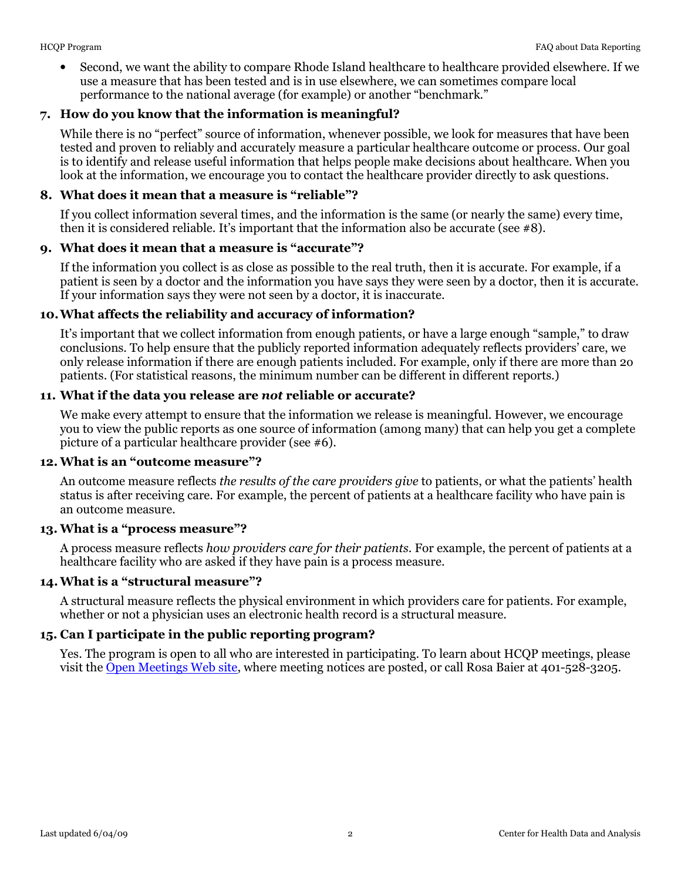- Second, we want the ability to compare Rhode Island healthcare to healthcare provided elsewhere. If we use a measure that has been tested and is in use elsewhere, we can sometimes compare local performance to the national average (for example) or another "benchmark."

### 7. How do you know that the information is meaningful?

While there is no "perfect" source of information, whenever possible, we look for measures that have been tested and proven to reliably and accurately measure a particular healthcare outcome or process. Our goal is to identify and release useful information that helps people make decisions about healthcare. When you look at the information, we encourage you to contact the healthcare provider directly to ask questions.

### 8. What does it mean that a measure is "reliable"?

If you collect information several times, and the information is the same (or nearly the same) every time, then it is considered reliable. It's important that the information also be accurate (see #8).

### 9. What does it mean that a measure is "accurate"?

If the information you collect is as close as possible to the real truth, then it is accurate. For example, if a patient is seen by a doctor and the information you have says they were seen by a doctor, then it is accurate. If your information says they were not seen by a doctor, it is inaccurate.

### 10. What affects the reliability and accuracy of information?

It's important that we collect information from enough patients, or have a large enough "sample," to draw conclusions. To help ensure that the publicly reported information adequately reflects providers' care, we only release information if there are enough patients included. For example, only if there are more than 20 patients. (For statistical reasons, the minimum number can be different in different reports.)

### 11. What if the data you release are *not* reliable or accurate?

We make every attempt to ensure that the information we release is meaningful. However, we encourage you to view the public reports as one source of information (among many) that can help you get a complete picture of a particular healthcare provider (see #6).

### 12. What is an "outcome measure"?

An outcome measure reflects *the results of the care providers give* to patients, or what the patients' health status is after receiving care. For example, the percent of patients at a healthcare facility who have pain is an outcome measure.

### 13. What is a "process measure"?

A process measure reflects *how providers care for their patients*. For example, the percent of patients at a healthcare facility who are asked if they have pain is a process measure.

### 14. What is a "structural measure"?

A structural measure reflects the physical environment in which providers care for patients. For example, whether or not a physician uses an electronic health record is a structural measure.

### 15. Can I participate in the public reporting program?

Yes. The program is open to all who are interested in participating. To learn about HCQP meetings, please visit the Open Meetings Web site, where meeting notices are posted, or call Rosa Baier at 401-528-3205.